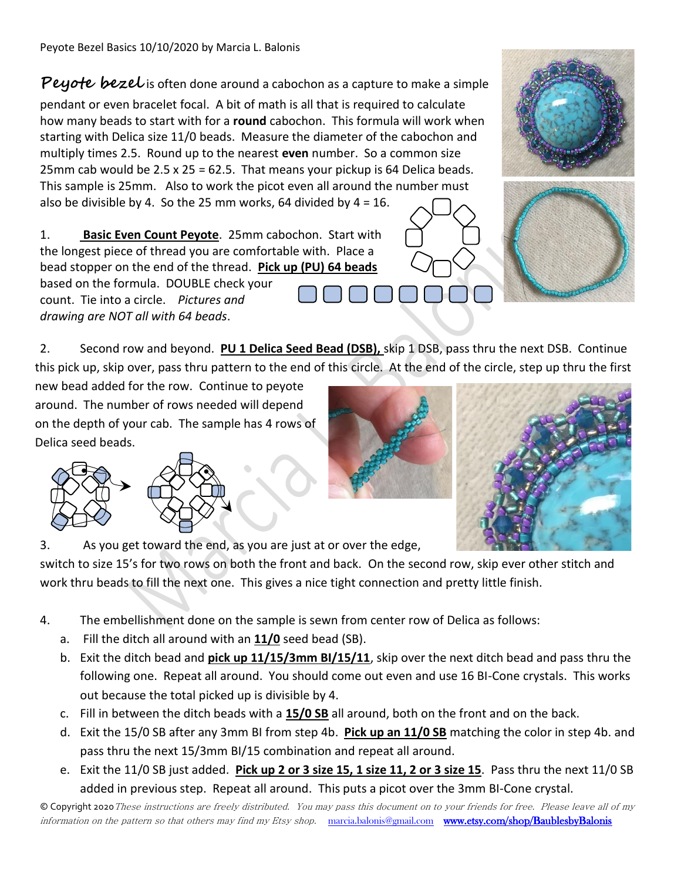Peyote Bezel Basics 10/10/2020 by Marcia L. Balonis

**Peyote bezel** is often done around a cabochon as a capture to make a simple pendant or even bracelet focal. A bit of math is all that is required to calculate how many beads to start with for a **round** cabochon. This formula will work when starting with Delica size 11/0 beads. Measure the diameter of the cabochon and multiply times 2.5. Round up to the nearest **even** number. So a common size 25mm cab would be 2.5 x 25 = 62.5. That means your pickup is 64 Delica beads. This sample is 25mm. Also to work the picot even all around the number must also be divisible by 4. So the 25 mm works, 64 divided by 4 = 16.

1. **Basic Even Count Peyote**. 25mm cabochon. Start with the longest piece of thread you are comfortable with. Place a bead stopper on the end of the thread. **Pick up (PU) 64 beads** based on the formula. DOUBLE check your count. Tie into a circle. *Pictures and drawing are NOT all with 64 beads*.

2. Second row and beyond. **PU 1 Delica Seed Bead (DSB),** skip 1 DSB, pass thru the next DSB. Continue this pick up, skip over, pass thru pattern to the end of this circle. At the end of the circle, step up thru the first new bead added for the row. Continue to peyote around. The number of rows needed will depend on the depth of your cab. The sample has 4 rows of Delica seed beads.

3. As you get toward the end, as you are just at or over the edge, switch to size 15's for two rows on both the front and back. On the second row, skip ever other stitch and work thru beads to fill the next one. This gives a nice tight connection and pretty little finish.

4. The embellishment done on the sample is sewn from center row of Delica as follows:
   a. Fill the ditch all around with an **11/0** seed bead (SB).
   b. Exit the ditch bead and **pick up 11/15/3mm BI/15/11**, skip over the next ditch bead and pass thru the following one. Repeat all around. You should come out even and use 16 BI-Cone crystals. This works out because the total picked up is divisible by 4.
   c. Fill in between the ditch beads with a **15/0 SB** all around, both on the front and on the back.
   d. Exit the 15/0 SB after any 3mm BI from step 4b. **Pick up an 11/0 SB** matching the color in step 4b. and pass thru the next 15/3mm BI/15 combination and repeat all around.
   e. Exit the 11/0 SB just added. **Pick up 2 or 3 size 15, 1 size 11, 2 or 3 size 15**. Pass thru the next 11/0 SB added in previous step. Repeat all around. This puts a picot over the 3mm BI-Cone crystal.

© Copyright 2020 *These instructions are freely distributed. You may pass this document on to your friends for free. Please leave all of my information on the pattern so that others may find my Etsy shop.* marcia.balonis@gmail.com www.etsy.com/shop/BaublesbyBalonis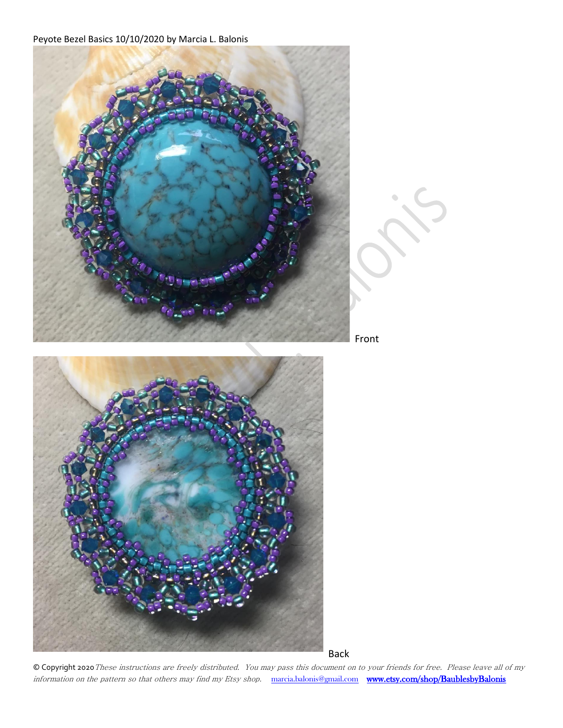Peyote Bezel Basics 10/10/2020 by Marcia L. Balonis

Front

Back

© Copyright 2020 *These instructions are freely distributed. You may pass this document on to your friends for free. Please leave all of my information on the pattern so that others may find my Etsy shop.* marcia.balonis@gmail.com **www.etsy.com/shop/BaublesbyBalonis**